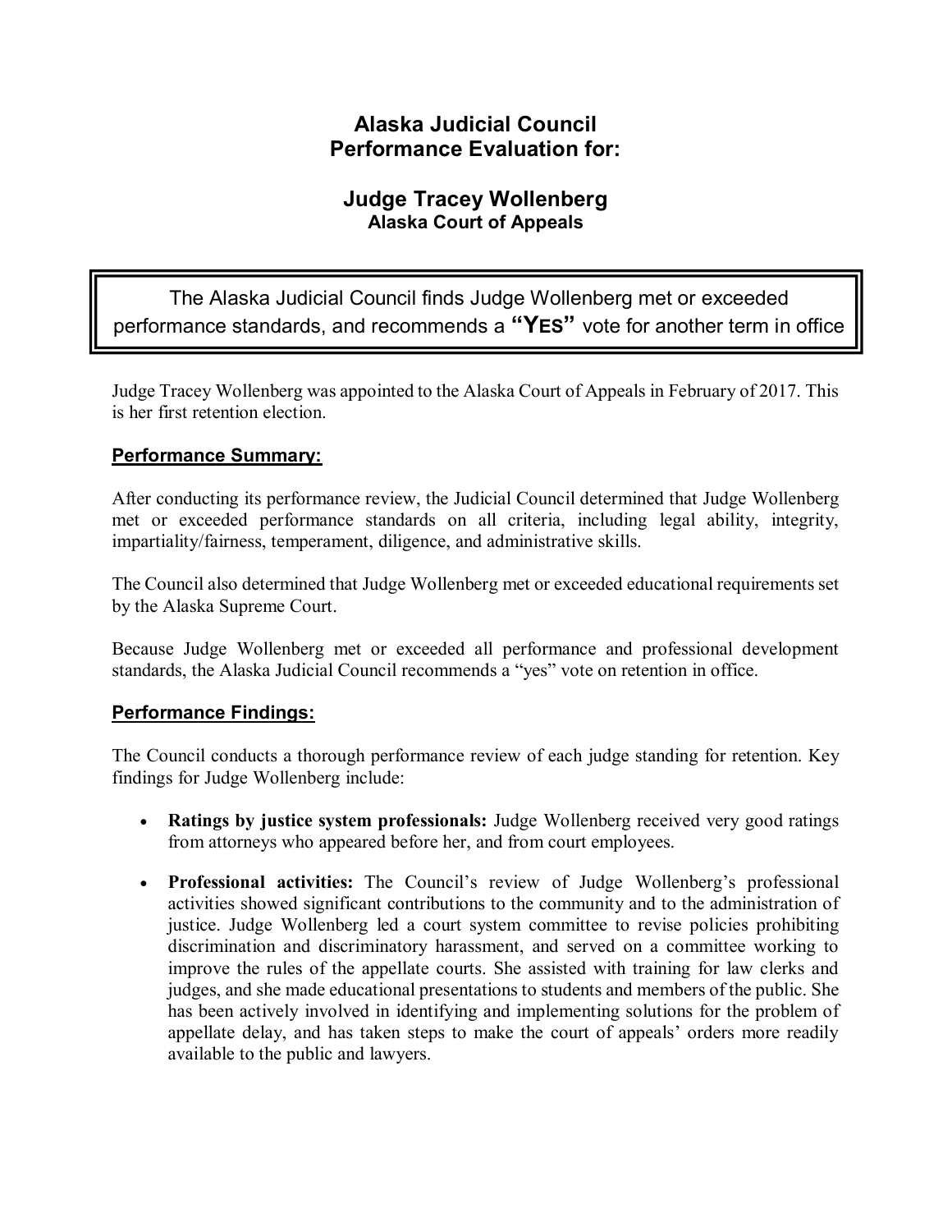# Alaska Judicial Council Performance Evaluation for:

## Judge Tracey Wollenberg

### Alaska Court of Appeals

> The Alaska Judicial Council finds Judge Wollenberg met or exceeded performance standards, and recommends a **"YES"** vote for another term in office

Judge Tracey Wollenberg was appointed to the Alaska Court of Appeals in February of 2017. This is her first retention election.

**Performance Summary:**

After conducting its performance review, the Judicial Council determined that Judge Wollenberg met or exceeded performance standards on all criteria, including legal ability, integrity, impartiality/fairness, temperament, diligence, and administrative skills.

The Council also determined that Judge Wollenberg met or exceeded educational requirements set by the Alaska Supreme Court.

Because Judge Wollenberg met or exceeded all performance and professional development standards, the Alaska Judicial Council recommends a "yes" vote on retention in office.

**Performance Findings:**

The Council conducts a thorough performance review of each judge standing for retention. Key findings for Judge Wollenberg include:

- **Ratings by justice system professionals:** Judge Wollenberg received very good ratings from attorneys who appeared before her, and from court employees.
- **Professional activities:** The Council's review of Judge Wollenberg's professional activities showed significant contributions to the community and to the administration of justice. Judge Wollenberg led a court system committee to revise policies prohibiting discrimination and discriminatory harassment, and served on a committee working to improve the rules of the appellate courts. She assisted with training for law clerks and judges, and she made educational presentations to students and members of the public. She has been actively involved in identifying and implementing solutions for the problem of appellate delay, and has taken steps to make the court of appeals' orders more readily available to the public and lawyers.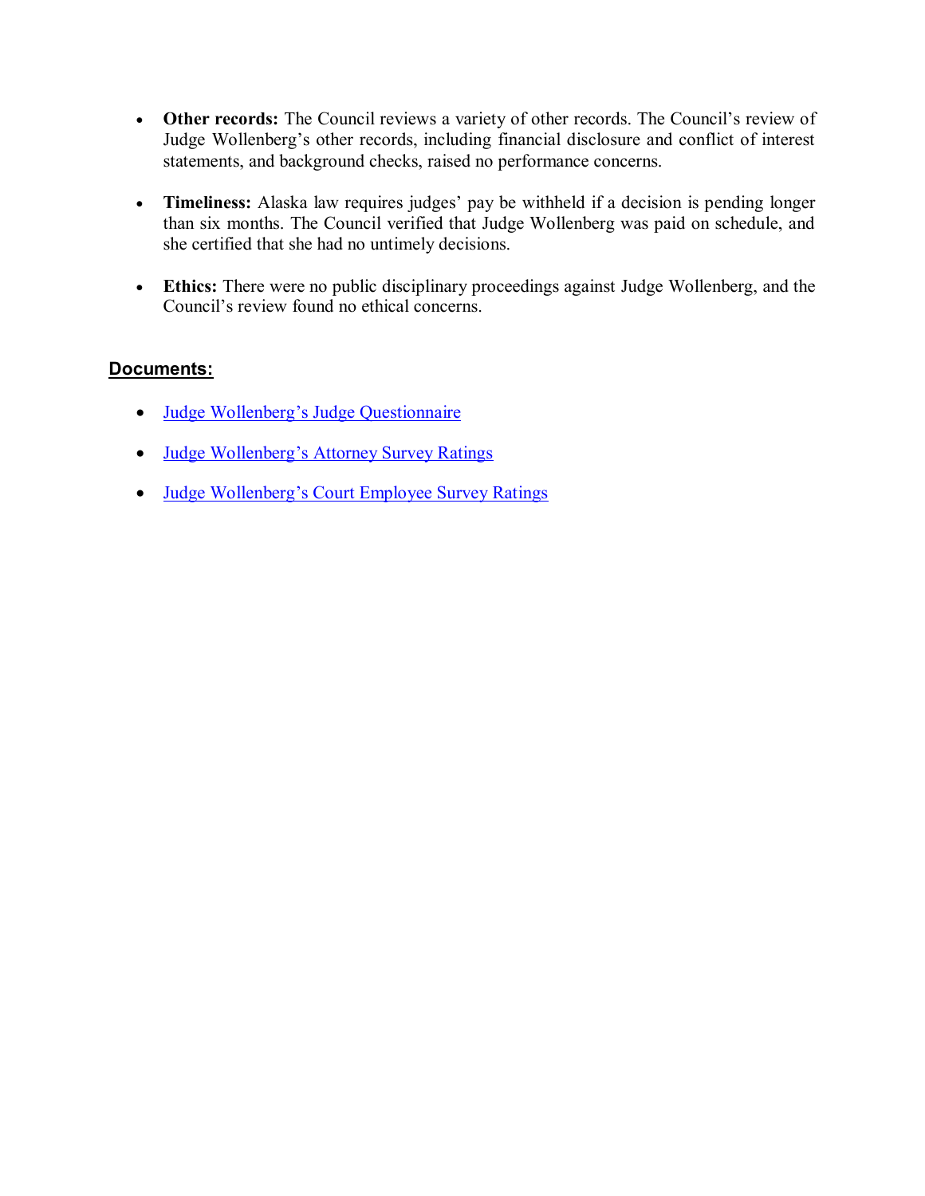- **Other records:** The Council reviews a variety of other records. The Council's review of Judge Wollenberg's other records, including financial disclosure and conflict of interest statements, and background checks, raised no performance concerns.

- **Timeliness:** Alaska law requires judges' pay be withheld if a decision is pending longer than six months. The Council verified that Judge Wollenberg was paid on schedule, and she certified that she had no untimely decisions.

- **Ethics:** There were no public disciplinary proceedings against Judge Wollenberg, and the Council's review found no ethical concerns.

## Documents:

- Judge Wollenberg's Judge Questionnaire

- Judge Wollenberg's Attorney Survey Ratings

- Judge Wollenberg's Court Employee Survey Ratings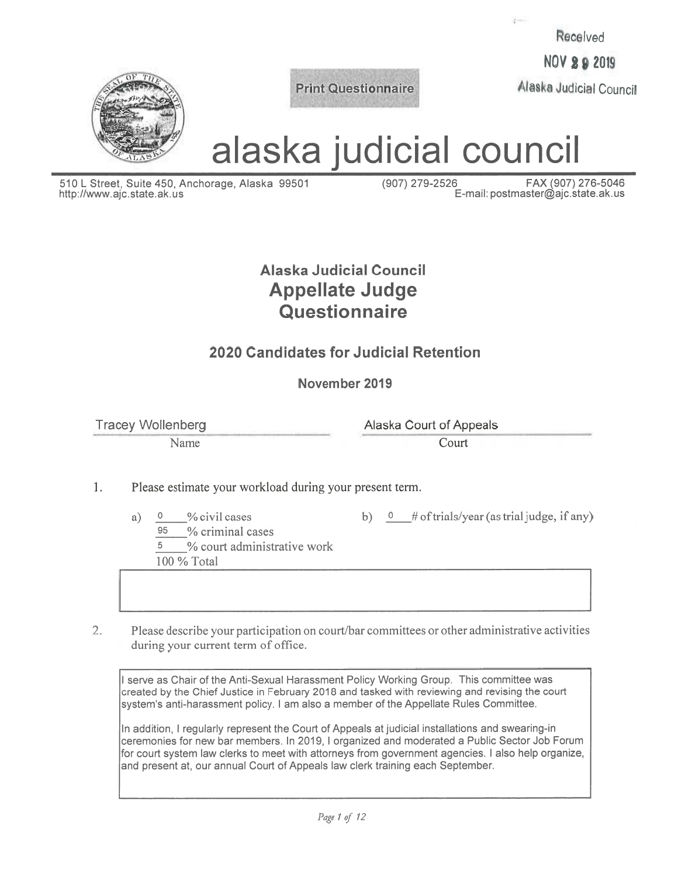Received
NOV 29 2019
Alaska Judicial Council

Print Questionnaire

# alaska judicial council

510 L Street, Suite 450, Anchorage, Alaska 99501 (907) 279-2526 FAX (907) 276-5046
http://www.ajc.state.ak.us E-mail: postmaster@ajc.state.ak.us

## Alaska Judicial Council
## Appellate Judge Questionnaire

### 2020 Candidates for Judicial Retention

**November 2019**

Tracey Wollenberg — Name
Alaska Court of Appeals — Court

1. Please estimate your workload during your present term.

   a) 0 % civil cases
   95 % criminal cases
   5 % court administrative work
   100 % Total

   b) 0 # of trials/year (as trial judge, if any)

2. Please describe your participation on court/bar committees or other administrative activities during your current term of office.

I serve as Chair of the Anti-Sexual Harassment Policy Working Group. This committee was created by the Chief Justice in February 2018 and tasked with reviewing and revising the court system's anti-harassment policy. I am also a member of the Appellate Rules Committee.

In addition, I regularly represent the Court of Appeals at judicial installations and swearing-in ceremonies for new bar members. In 2019, I organized and moderated a Public Sector Job Forum for court system law clerks to meet with attorneys from government agencies. I also help organize, and present at, our annual Court of Appeals law clerk training each September.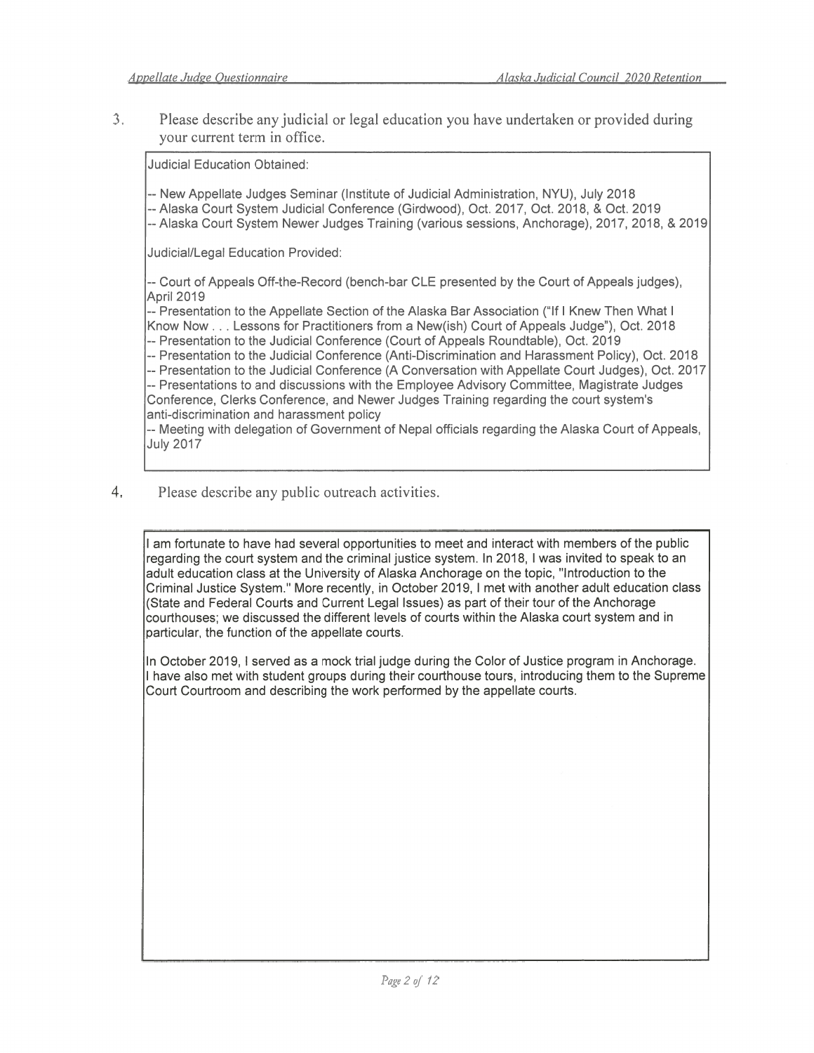3. Please describe any judicial or legal education you have undertaken or provided during your current term in office.

Judicial Education Obtained:

-- New Appellate Judges Seminar (Institute of Judicial Administration, NYU), July 2018
-- Alaska Court System Judicial Conference (Girdwood), Oct. 2017, Oct. 2018, & Oct. 2019
-- Alaska Court System Newer Judges Training (various sessions, Anchorage), 2017, 2018, & 2019

Judicial/Legal Education Provided:

-- Court of Appeals Off-the-Record (bench-bar CLE presented by the Court of Appeals judges), April 2019
-- Presentation to the Appellate Section of the Alaska Bar Association ("If I Knew Then What I Know Now . . . Lessons for Practitioners from a New(ish) Court of Appeals Judge"), Oct. 2018
-- Presentation to the Judicial Conference (Court of Appeals Roundtable), Oct. 2019
-- Presentation to the Judicial Conference (Anti-Discrimination and Harassment Policy), Oct. 2018
-- Presentation to the Judicial Conference (A Conversation with Appellate Court Judges), Oct. 2017
-- Presentations to and discussions with the Employee Advisory Committee, Magistrate Judges Conference, Clerks Conference, and Newer Judges Training regarding the court system's anti-discrimination and harassment policy
-- Meeting with delegation of Government of Nepal officials regarding the Alaska Court of Appeals, July 2017

4. Please describe any public outreach activities.

I am fortunate to have had several opportunities to meet and interact with members of the public regarding the court system and the criminal justice system. In 2018, I was invited to speak to an adult education class at the University of Alaska Anchorage on the topic, "Introduction to the Criminal Justice System." More recently, in October 2019, I met with another adult education class (State and Federal Courts and Current Legal Issues) as part of their tour of the Anchorage courthouses; we discussed the different levels of courts within the Alaska court system and in particular, the function of the appellate courts.

In October 2019, I served as a mock trial judge during the Color of Justice program in Anchorage. I have also met with student groups during their courthouse tours, introducing them to the Supreme Court Courtroom and describing the work performed by the appellate courts.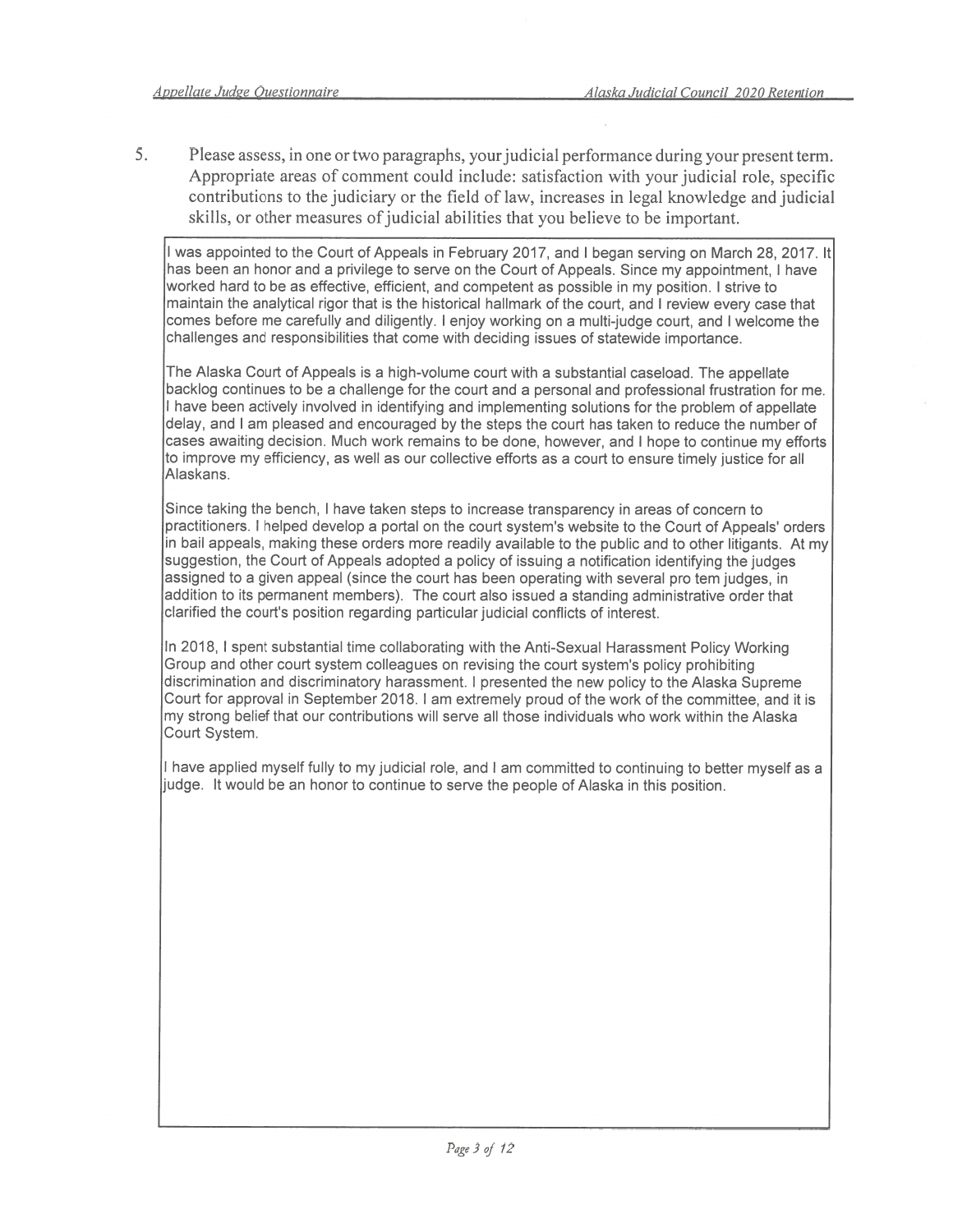5. Please assess, in one or two paragraphs, your judicial performance during your present term. Appropriate areas of comment could include: satisfaction with your judicial role, specific contributions to the judiciary or the field of law, increases in legal knowledge and judicial skills, or other measures of judicial abilities that you believe to be important.

I was appointed to the Court of Appeals in February 2017, and I began serving on March 28, 2017. It has been an honor and a privilege to serve on the Court of Appeals. Since my appointment, I have worked hard to be as effective, efficient, and competent as possible in my position. I strive to maintain the analytical rigor that is the historical hallmark of the court, and I review every case that comes before me carefully and diligently. I enjoy working on a multi-judge court, and I welcome the challenges and responsibilities that come with deciding issues of statewide importance.

The Alaska Court of Appeals is a high-volume court with a substantial caseload. The appellate backlog continues to be a challenge for the court and a personal and professional frustration for me. I have been actively involved in identifying and implementing solutions for the problem of appellate delay, and I am pleased and encouraged by the steps the court has taken to reduce the number of cases awaiting decision. Much work remains to be done, however, and I hope to continue my efforts to improve my efficiency, as well as our collective efforts as a court to ensure timely justice for all Alaskans.

Since taking the bench, I have taken steps to increase transparency in areas of concern to practitioners. I helped develop a portal on the court system's website to the Court of Appeals' orders in bail appeals, making these orders more readily available to the public and to other litigants. At my suggestion, the Court of Appeals adopted a policy of issuing a notification identifying the judges assigned to a given appeal (since the court has been operating with several pro tem judges, in addition to its permanent members). The court also issued a standing administrative order that clarified the court's position regarding particular judicial conflicts of interest.

In 2018, I spent substantial time collaborating with the Anti-Sexual Harassment Policy Working Group and other court system colleagues on revising the court system's policy prohibiting discrimination and discriminatory harassment. I presented the new policy to the Alaska Supreme Court for approval in September 2018. I am extremely proud of the work of the committee, and it is my strong belief that our contributions will serve all those individuals who work within the Alaska Court System.

I have applied myself fully to my judicial role, and I am committed to continuing to better myself as a judge. It would be an honor to continue to serve the people of Alaska in this position.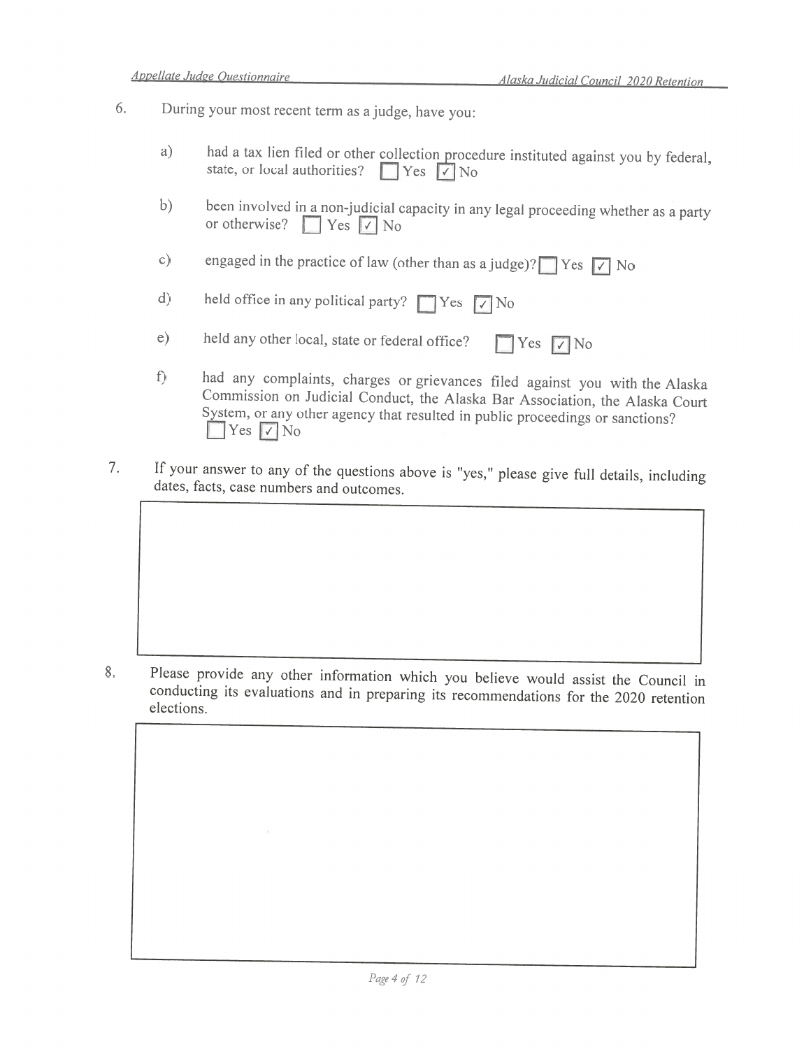6. During your most recent term as a judge, have you:

   a) had a tax lien filed or other collection procedure instituted against you by federal, state, or local authorities? ☐ Yes ☑ No

   b) been involved in a non-judicial capacity in any legal proceeding whether as a party or otherwise? ☐ Yes ☑ No

   c) engaged in the practice of law (other than as a judge)? ☐ Yes ☑ No

   d) held office in any political party? ☐ Yes ☑ No

   e) held any other local, state or federal office? ☐ Yes ☑ No

   f) had any complaints, charges or grievances filed against you with the Alaska Commission on Judicial Conduct, the Alaska Bar Association, the Alaska Court System, or any other agency that resulted in public proceedings or sanctions? ☐ Yes ☑ No

7. If your answer to any of the questions above is "yes," please give full details, including dates, facts, case numbers and outcomes.

8. Please provide any other information which you believe would assist the Council in conducting its evaluations and in preparing its recommendations for the 2020 retention elections.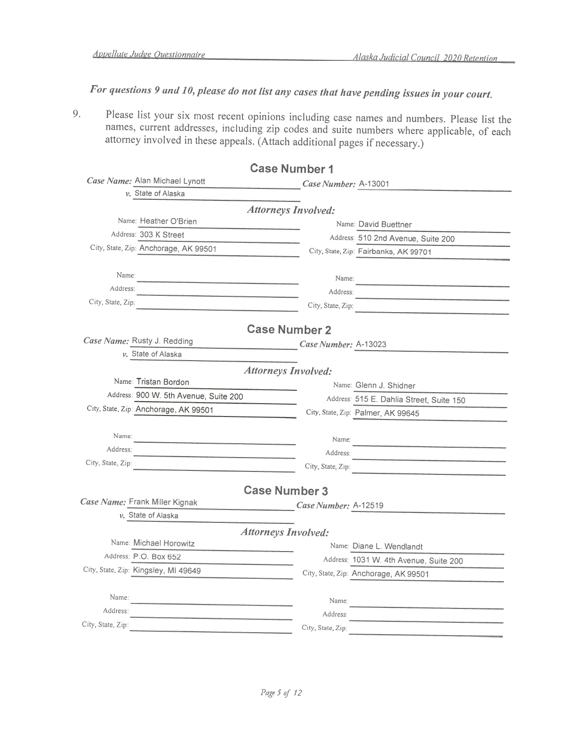***For questions 9 and 10, please do not list any cases that have pending issues in your court.***

9. Please list your six most recent opinions including case names and numbers. Please list the names, current addresses, including zip codes and suite numbers where applicable, of each attorney involved in these appeals. (Attach additional pages if necessary.)

## Case Number 1

*Case Name:* Alan Michael Lynott
*v.* State of Alaska
*Case Number:* A-13001

***Attorneys Involved:***

| | |
|---|---|
| Name: Heather O'Brien | Name: David Buettner |
| Address: 303 K Street | Address: 510 2nd Avenue, Suite 200 |
| City, State, Zip: Anchorage, AK 99501 | City, State, Zip: Fairbanks, AK 99701 |
| Name: | Name: |
| Address: | Address: |
| City, State, Zip: | City, State, Zip: |

## Case Number 2

*Case Name:* Rusty J. Redding
*v.* State of Alaska
*Case Number:* A-13023

***Attorneys Involved:***

| | |
|---|---|
| Name: Tristan Bordon | Name: Glenn J. Shidner |
| Address: 900 W. 5th Avenue, Suite 200 | Address: 515 E. Dahlia Street, Suite 150 |
| City, State, Zip: Anchorage, AK 99501 | City, State, Zip: Palmer, AK 99645 |
| Name: | Name: |
| Address: | Address: |
| City, State, Zip: | City, State, Zip: |

## Case Number 3

*Case Name:* Frank Miller Kignak
*v.* State of Alaska
*Case Number:* A-12519

***Attorneys Involved:***

| | |
|---|---|
| Name: Michael Horowitz | Name: Diane L. Wendlandt |
| Address: P.O. Box 652 | Address: 1031 W. 4th Avenue, Suite 200 |
| City, State, Zip: Kingsley, MI 49649 | City, State, Zip: Anchorage, AK 99501 |
| Name: | Name: |
| Address: | Address: |
| City, State, Zip: | City, State, Zip: |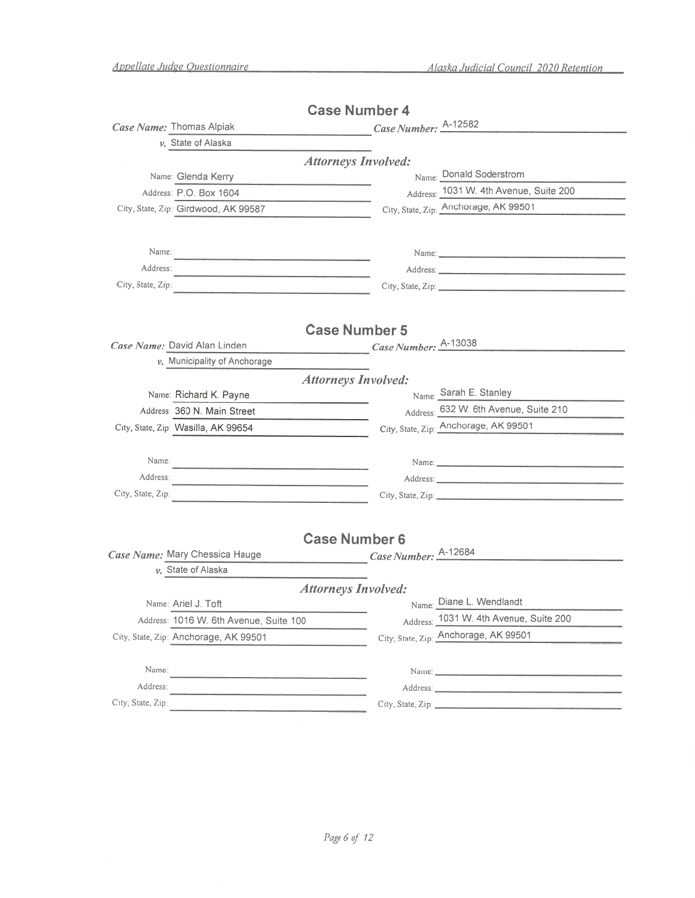## Case Number 4

*Case Name:* Thomas Alpiak
*v.* State of Alaska
*Case Number:* A-12582

*Attorneys Involved:*

| | |
|---|---|
| Name: Glenda Kerry | Name: Donald Soderstrom |
| Address: P.O. Box 1604 | Address: 1031 W. 4th Avenue, Suite 200 |
| City, State, Zip: Girdwood, AK 99587 | City, State, Zip: Anchorage, AK 99501 |
| Name: | Name: |
| Address: | Address: |
| City, State, Zip: | City, State, Zip: |

## Case Number 5

*Case Name:* David Alan Linden
*v.* Municipality of Anchorage
*Case Number:* A-13038

*Attorneys Involved:*

| | |
|---|---|
| Name: Richard K. Payne | Name: Sarah E. Stanley |
| Address: 360 N. Main Street | Address: 632 W. 6th Avenue, Suite 210 |
| City, State, Zip: Wasilla, AK 99654 | City, State, Zip: Anchorage, AK 99501 |
| Name: | Name: |
| Address: | Address: |
| City, State, Zip: | City, State, Zip: |

## Case Number 6

*Case Name:* Mary Chessica Hauge
*v.* State of Alaska
*Case Number:* A-12684

*Attorneys Involved:*

| | |
|---|---|
| Name: Ariel J. Toft | Name: Diane L. Wendlandt |
| Address: 1016 W. 6th Avenue, Suite 100 | Address: 1031 W. 4th Avenue, Suite 200 |
| City, State, Zip: Anchorage, AK 99501 | City, State, Zip: Anchorage, AK 99501 |
| Name: | Name: |
| Address: | Address: |
| City, State, Zip: | City, State, Zip: |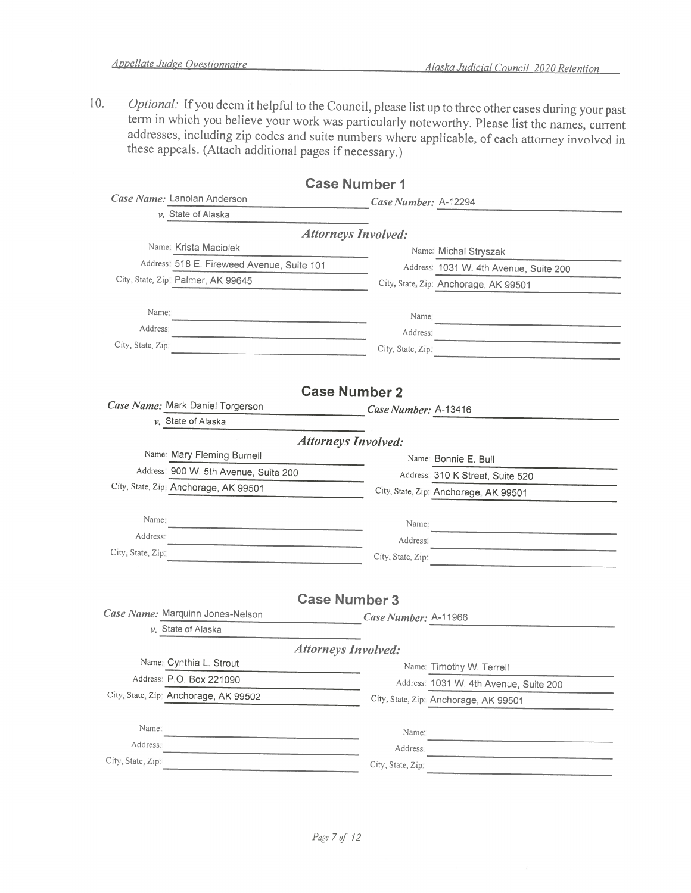10. *Optional:* If you deem it helpful to the Council, please list up to three other cases during your past term in which you believe your work was particularly noteworthy. Please list the names, current addresses, including zip codes and suite numbers where applicable, of each attorney involved in these appeals. (Attach additional pages if necessary.)

## Case Number 1

***Case Name:*** Lanolan Anderson ***v.*** State of Alaska

***Case Number:*** A-12294

***Attorneys Involved:***

| | |
|---|---|
| Name: Krista Maciolek | Name: Michal Stryszak |
| Address: 518 E. Fireweed Avenue, Suite 101 | Address: 1031 W. 4th Avenue, Suite 200 |
| City, State, Zip: Palmer, AK 99645 | City, State, Zip: Anchorage, AK 99501 |
| Name: | Name: |
| Address: | Address: |
| City, State, Zip: | City, State, Zip: |

## Case Number 2

***Case Name:*** Mark Daniel Torgerson ***v.*** State of Alaska

***Case Number:*** A-13416

***Attorneys Involved:***

| | |
|---|---|
| Name: Mary Fleming Burnell | Name: Bonnie E. Bull |
| Address: 900 W. 5th Avenue, Suite 200 | Address: 310 K Street, Suite 520 |
| City, State, Zip: Anchorage, AK 99501 | City, State, Zip: Anchorage, AK 99501 |
| Name: | Name: |
| Address: | Address: |
| City, State, Zip: | City, State, Zip: |

## Case Number 3

***Case Name:*** Marquinn Jones-Nelson ***v.*** State of Alaska

***Case Number:*** A-11966

***Attorneys Involved:***

| | |
|---|---|
| Name: Cynthia L. Strout | Name: Timothy W. Terrell |
| Address: P.O. Box 221090 | Address: 1031 W. 4th Avenue, Suite 200 |
| City, State, Zip: Anchorage, AK 99502 | City, State, Zip: Anchorage, AK 99501 |
| Name: | Name: |
| Address: | Address: |
| City, State, Zip: | City, State, Zip: |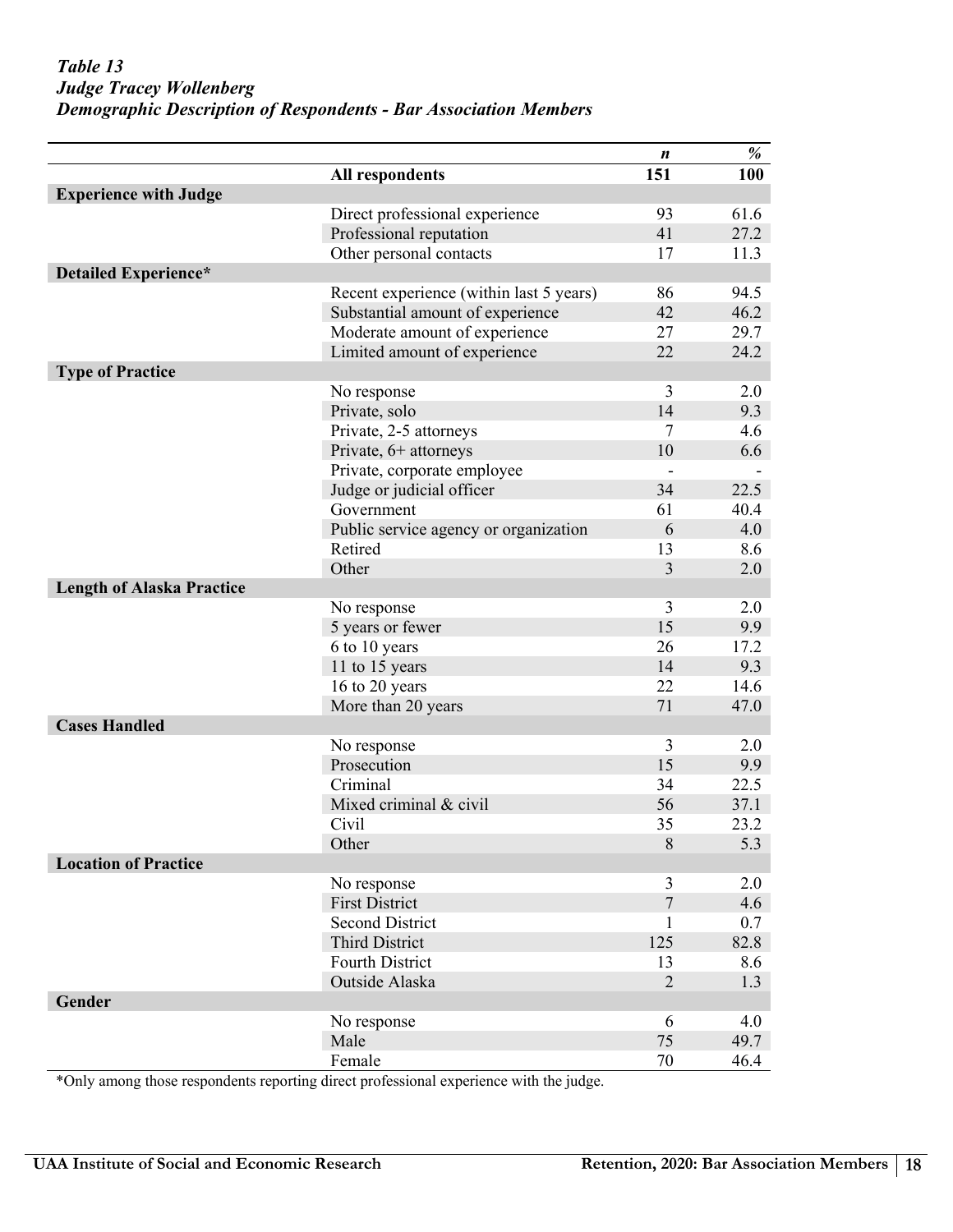***Table 13***
***Judge Tracey Wollenberg***
***Demographic Description of Respondents - Bar Association Members***

| | | *n* | *%* |
|---|---|---|---|
| | **All respondents** | **151** | **100** |
| **Experience with Judge** | | | |
| | Direct professional experience | 93 | 61.6 |
| | Professional reputation | 41 | 27.2 |
| | Other personal contacts | 17 | 11.3 |
| **Detailed Experience*** | | | |
| | Recent experience (within last 5 years) | 86 | 94.5 |
| | Substantial amount of experience | 42 | 46.2 |
| | Moderate amount of experience | 27 | 29.7 |
| | Limited amount of experience | 22 | 24.2 |
| **Type of Practice** | | | |
| | No response | 3 | 2.0 |
| | Private, solo | 14 | 9.3 |
| | Private, 2-5 attorneys | 7 | 4.6 |
| | Private, 6+ attorneys | 10 | 6.6 |
| | Private, corporate employee | - | - |
| | Judge or judicial officer | 34 | 22.5 |
| | Government | 61 | 40.4 |
| | Public service agency or organization | 6 | 4.0 |
| | Retired | 13 | 8.6 |
| | Other | 3 | 2.0 |
| **Length of Alaska Practice** | | | |
| | No response | 3 | 2.0 |
| | 5 years or fewer | 15 | 9.9 |
| | 6 to 10 years | 26 | 17.2 |
| | 11 to 15 years | 14 | 9.3 |
| | 16 to 20 years | 22 | 14.6 |
| | More than 20 years | 71 | 47.0 |
| **Cases Handled** | | | |
| | No response | 3 | 2.0 |
| | Prosecution | 15 | 9.9 |
| | Criminal | 34 | 22.5 |
| | Mixed criminal & civil | 56 | 37.1 |
| | Civil | 35 | 23.2 |
| | Other | 8 | 5.3 |
| **Location of Practice** | | | |
| | No response | 3 | 2.0 |
| | First District | 7 | 4.6 |
| | Second District | 1 | 0.7 |
| | Third District | 125 | 82.8 |
| | Fourth District | 13 | 8.6 |
| | Outside Alaska | 2 | 1.3 |
| **Gender** | | | |
| | No response | 6 | 4.0 |
| | Male | 75 | 49.7 |
| | Female | 70 | 46.4 |

*Only among those respondents reporting direct professional experience with the judge.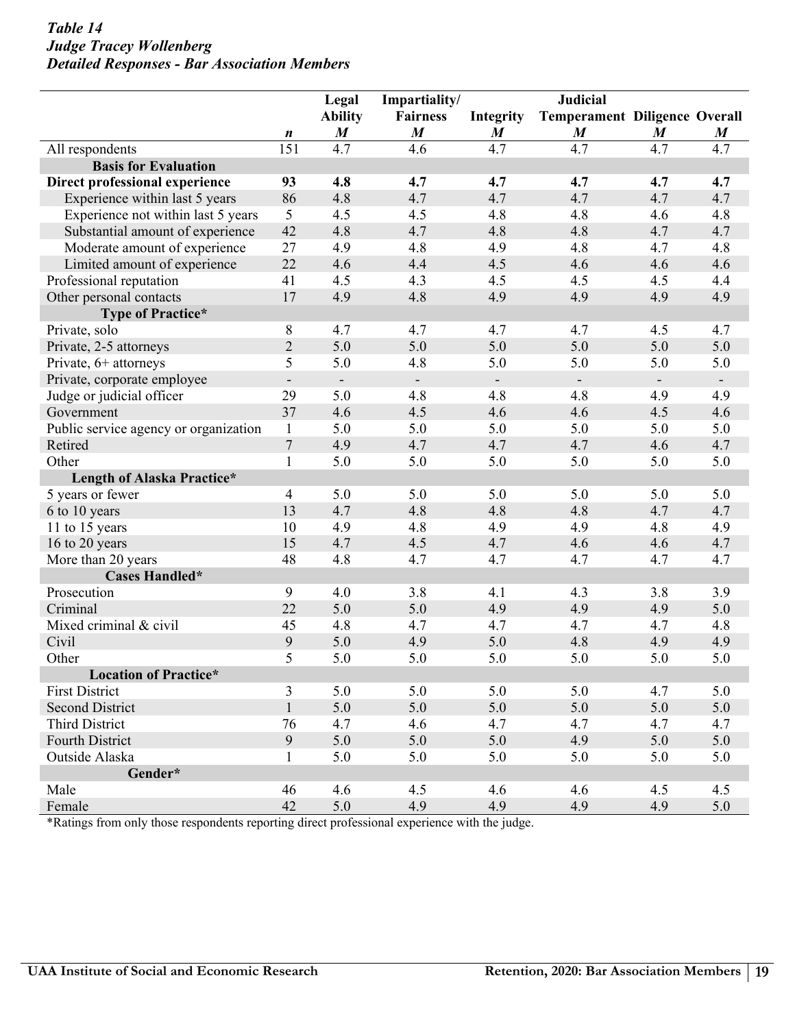*Table 14*
***Judge Tracey Wollenberg***
***Detailed Responses - Bar Association Members***

| | *n* | Legal Ability *M* | Impartiality/ Fairness *M* | Integrity *M* | Judicial Temperament *M* | Diligence *M* | Overall *M* |
|---|---|---|---|---|---|---|---|
| All respondents | 151 | 4.7 | 4.6 | 4.7 | 4.7 | 4.7 | 4.7 |
| **Basis for Evaluation** | | | | | | | |
| **Direct professional experience** | **93** | **4.8** | **4.7** | **4.7** | **4.7** | **4.7** | **4.7** |
| Experience within last 5 years | 86 | 4.8 | 4.7 | 4.7 | 4.7 | 4.7 | 4.7 |
| Experience not within last 5 years | 5 | 4.5 | 4.5 | 4.8 | 4.8 | 4.6 | 4.8 |
| Substantial amount of experience | 42 | 4.8 | 4.7 | 4.8 | 4.8 | 4.7 | 4.7 |
| Moderate amount of experience | 27 | 4.9 | 4.8 | 4.9 | 4.8 | 4.7 | 4.8 |
| Limited amount of experience | 22 | 4.6 | 4.4 | 4.5 | 4.6 | 4.6 | 4.6 |
| Professional reputation | 41 | 4.5 | 4.3 | 4.5 | 4.5 | 4.5 | 4.4 |
| Other personal contacts | 17 | 4.9 | 4.8 | 4.9 | 4.9 | 4.9 | 4.9 |
| **Type of Practice*** | | | | | | | |
| Private, solo | 8 | 4.7 | 4.7 | 4.7 | 4.7 | 4.5 | 4.7 |
| Private, 2-5 attorneys | 2 | 5.0 | 5.0 | 5.0 | 5.0 | 5.0 | 5.0 |
| Private, 6+ attorneys | 5 | 5.0 | 4.8 | 5.0 | 5.0 | 5.0 | 5.0 |
| Private, corporate employee | - | - | - | - | - | - | - |
| Judge or judicial officer | 29 | 5.0 | 4.8 | 4.8 | 4.8 | 4.9 | 4.9 |
| Government | 37 | 4.6 | 4.5 | 4.6 | 4.6 | 4.5 | 4.6 |
| Public service agency or organization | 1 | 5.0 | 5.0 | 5.0 | 5.0 | 5.0 | 5.0 |
| Retired | 7 | 4.9 | 4.7 | 4.7 | 4.7 | 4.6 | 4.7 |
| Other | 1 | 5.0 | 5.0 | 5.0 | 5.0 | 5.0 | 5.0 |
| **Length of Alaska Practice*** | | | | | | | |
| 5 years or fewer | 4 | 5.0 | 5.0 | 5.0 | 5.0 | 5.0 | 5.0 |
| 6 to 10 years | 13 | 4.7 | 4.8 | 4.8 | 4.8 | 4.7 | 4.7 |
| 11 to 15 years | 10 | 4.9 | 4.8 | 4.9 | 4.9 | 4.8 | 4.9 |
| 16 to 20 years | 15 | 4.7 | 4.5 | 4.7 | 4.6 | 4.6 | 4.7 |
| More than 20 years | 48 | 4.8 | 4.7 | 4.7 | 4.7 | 4.7 | 4.7 |
| **Cases Handled*** | | | | | | | |
| Prosecution | 9 | 4.0 | 3.8 | 4.1 | 4.3 | 3.8 | 3.9 |
| Criminal | 22 | 5.0 | 5.0 | 4.9 | 4.9 | 4.9 | 5.0 |
| Mixed criminal & civil | 45 | 4.8 | 4.7 | 4.7 | 4.7 | 4.7 | 4.8 |
| Civil | 9 | 5.0 | 4.9 | 5.0 | 4.8 | 4.9 | 4.9 |
| Other | 5 | 5.0 | 5.0 | 5.0 | 5.0 | 5.0 | 5.0 |
| **Location of Practice*** | | | | | | | |
| First District | 3 | 5.0 | 5.0 | 5.0 | 5.0 | 4.7 | 5.0 |
| Second District | 1 | 5.0 | 5.0 | 5.0 | 5.0 | 5.0 | 5.0 |
| Third District | 76 | 4.7 | 4.6 | 4.7 | 4.7 | 4.7 | 4.7 |
| Fourth District | 9 | 5.0 | 5.0 | 5.0 | 4.9 | 5.0 | 5.0 |
| Outside Alaska | 1 | 5.0 | 5.0 | 5.0 | 5.0 | 5.0 | 5.0 |
| **Gender*** | | | | | | | |
| Male | 46 | 4.6 | 4.5 | 4.6 | 4.6 | 4.5 | 4.5 |
| Female | 42 | 5.0 | 4.9 | 4.9 | 4.9 | 4.9 | 5.0 |

*Ratings from only those respondents reporting direct professional experience with the judge.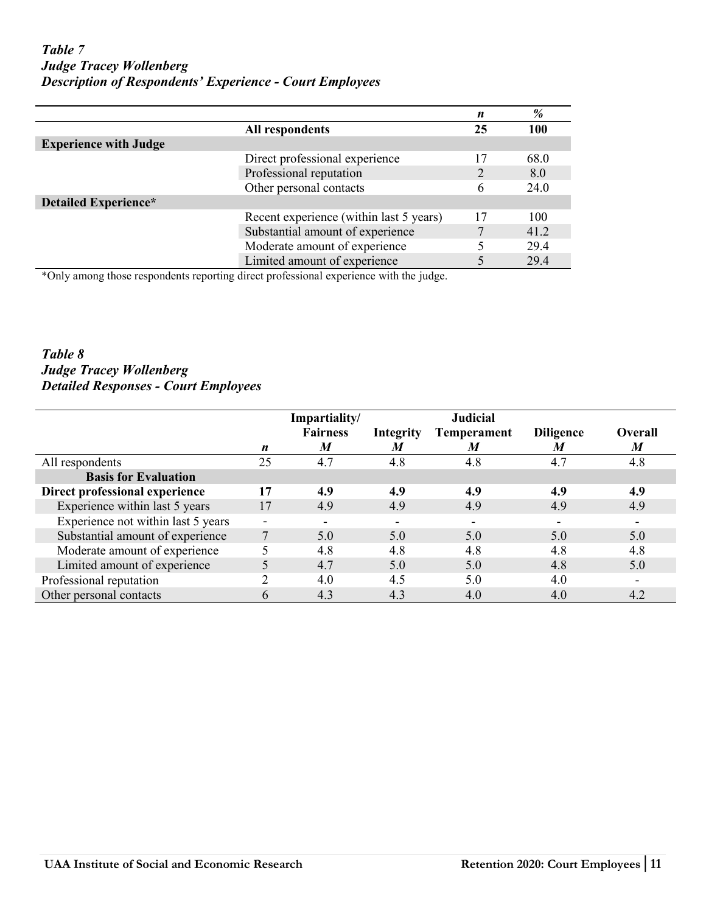***Table 7***
***Judge Tracey Wollenberg***
***Description of Respondents' Experience - Court Employees***

| | | *n* | *%* |
|---|---|---|---|
| | **All respondents** | **25** | **100** |
| **Experience with Judge** | | | |
| | Direct professional experience | 17 | 68.0 |
| | Professional reputation | 2 | 8.0 |
| | Other personal contacts | 6 | 24.0 |
| **Detailed Experience*** | | | |
| | Recent experience (within last 5 years) | 17 | 100 |
| | Substantial amount of experience | 7 | 41.2 |
| | Moderate amount of experience | 5 | 29.4 |
| | Limited amount of experience | 5 | 29.4 |

*Only among those respondents reporting direct professional experience with the judge.

***Table 8***
***Judge Tracey Wollenberg***
***Detailed Responses - Court Employees***

| | *n* | Impartiality/ Fairness *M* | Integrity *M* | Judicial Temperament *M* | Diligence *M* | Overall *M* |
|---|---|---|---|---|---|---|
| All respondents | 25 | 4.7 | 4.8 | 4.8 | 4.7 | 4.8 |
| **Basis for Evaluation** | | | | | | |
| **Direct professional experience** | **17** | **4.9** | **4.9** | **4.9** | **4.9** | **4.9** |
| Experience within last 5 years | 17 | 4.9 | 4.9 | 4.9 | 4.9 | 4.9 |
| Experience not within last 5 years | - | - | - | - | - | - |
| Substantial amount of experience | 7 | 5.0 | 5.0 | 5.0 | 5.0 | 5.0 |
| Moderate amount of experience | 5 | 4.8 | 4.8 | 4.8 | 4.8 | 4.8 |
| Limited amount of experience | 5 | 4.7 | 5.0 | 5.0 | 4.8 | 5.0 |
| Professional reputation | 2 | 4.0 | 4.5 | 5.0 | 4.0 | - |
| Other personal contacts | 6 | 4.3 | 4.3 | 4.0 | 4.0 | 4.2 |